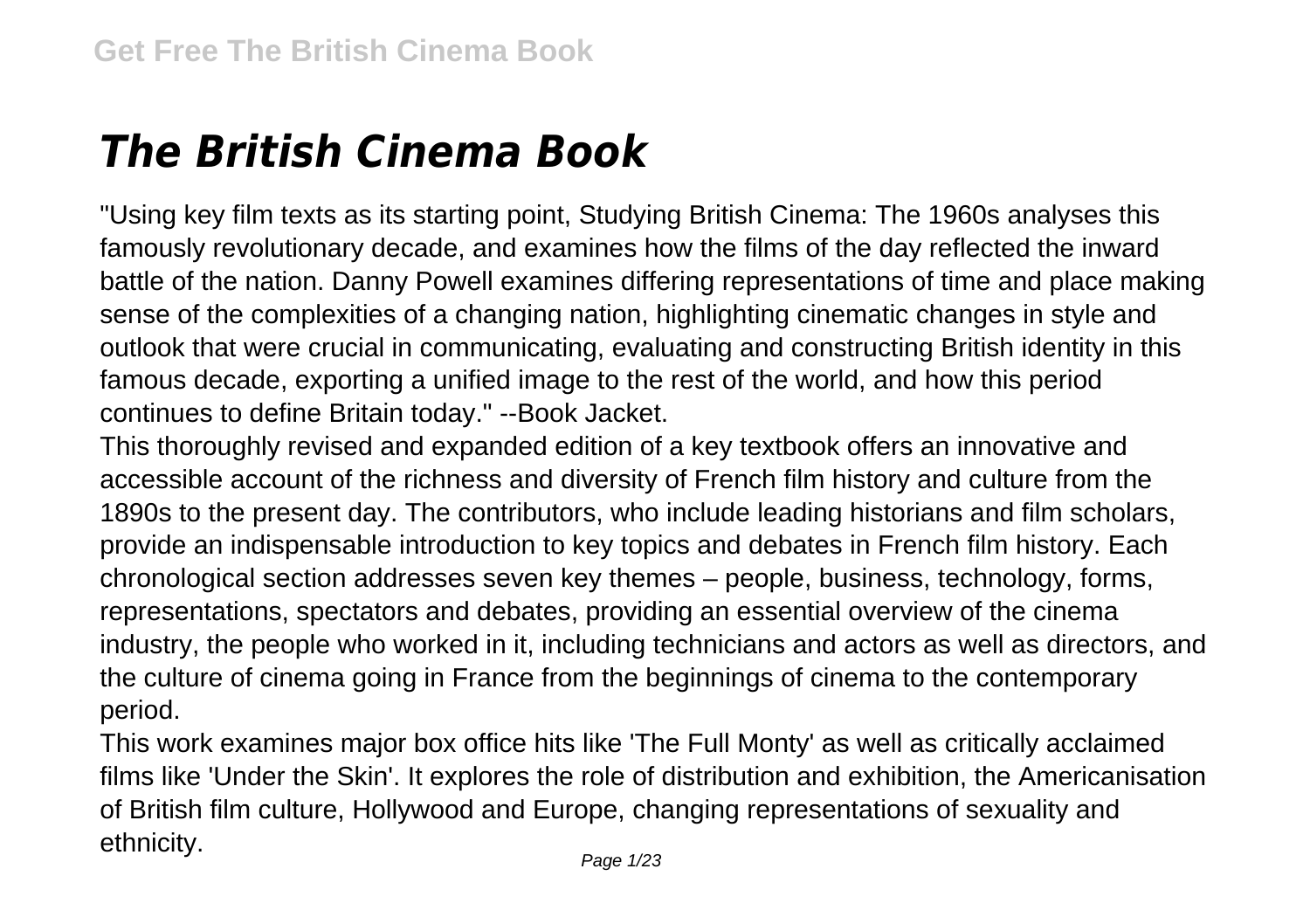# *The British Cinema Book*

"Using key film texts as its starting point, Studying British Cinema: The 1960s analyses this famously revolutionary decade, and examines how the films of the day reflected the inward battle of the nation. Danny Powell examines differing representations of time and place making sense of the complexities of a changing nation, highlighting cinematic changes in style and outlook that were crucial in communicating, evaluating and constructing British identity in this famous decade, exporting a unified image to the rest of the world, and how this period continues to define Britain today." --Book Jacket.

This thoroughly revised and expanded edition of a key textbook offers an innovative and accessible account of the richness and diversity of French film history and culture from the 1890s to the present day. The contributors, who include leading historians and film scholars, provide an indispensable introduction to key topics and debates in French film history. Each chronological section addresses seven key themes – people, business, technology, forms, representations, spectators and debates, providing an essential overview of the cinema industry, the people who worked in it, including technicians and actors as well as directors, and the culture of cinema going in France from the beginnings of cinema to the contemporary period.

This work examines major box office hits like 'The Full Monty' as well as critically acclaimed films like 'Under the Skin'. It explores the role of distribution and exhibition, the Americanisation of British film culture, Hollywood and Europe, changing representations of sexuality and ethnicity.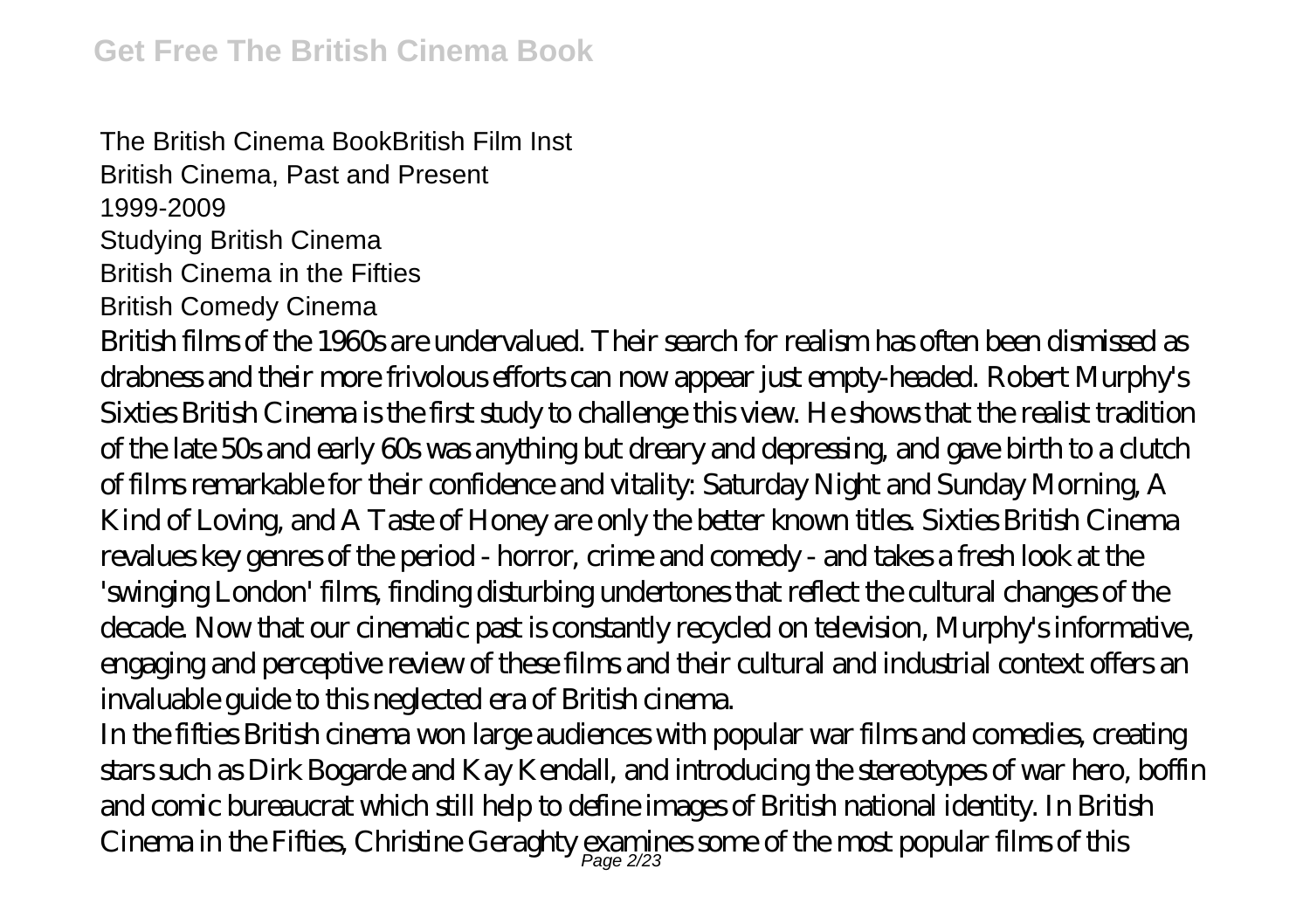The British Cinema BookBritish Film Inst
British Cinema, Past and Present
1999-2009
Studying British Cinema
British Cinema in the Fifties
British Comedy Cinema

British films of the 1960s are undervalued. Their search for realism has often been dismissed as drabness and their more frivolous efforts can now appear just empty-headed. Robert Murphy's Sixties British Cinema is the first study to challenge this view. He shows that the realist tradition of the late 50s and early 60s was anything but dreary and depressing, and gave birth to a clutch of films remarkable for their confidence and vitality: Saturday Night and Sunday Morning, A Kind of Loving, and A Taste of Honey are only the better known titles. Sixties British Cinema revalues key genres of the period - horror, crime and comedy - and takes a fresh look at the 'swinging London' films, finding disturbing undertones that reflect the cultural changes of the decade. Now that our cinematic past is constantly recycled on television, Murphy's informative, engaging and perceptive review of these films and their cultural and industrial context offers an invaluable guide to this neglected era of British cinema.

In the fifties British cinema won large audiences with popular war films and comedies, creating stars such as Dirk Bogarde and Kay Kendall, and introducing the stereotypes of war hero, boffin and comic bureaucrat which still help to define images of British national identity. In British Cinema in the Fifties, Christine Geraghty examines some of the most popular films of this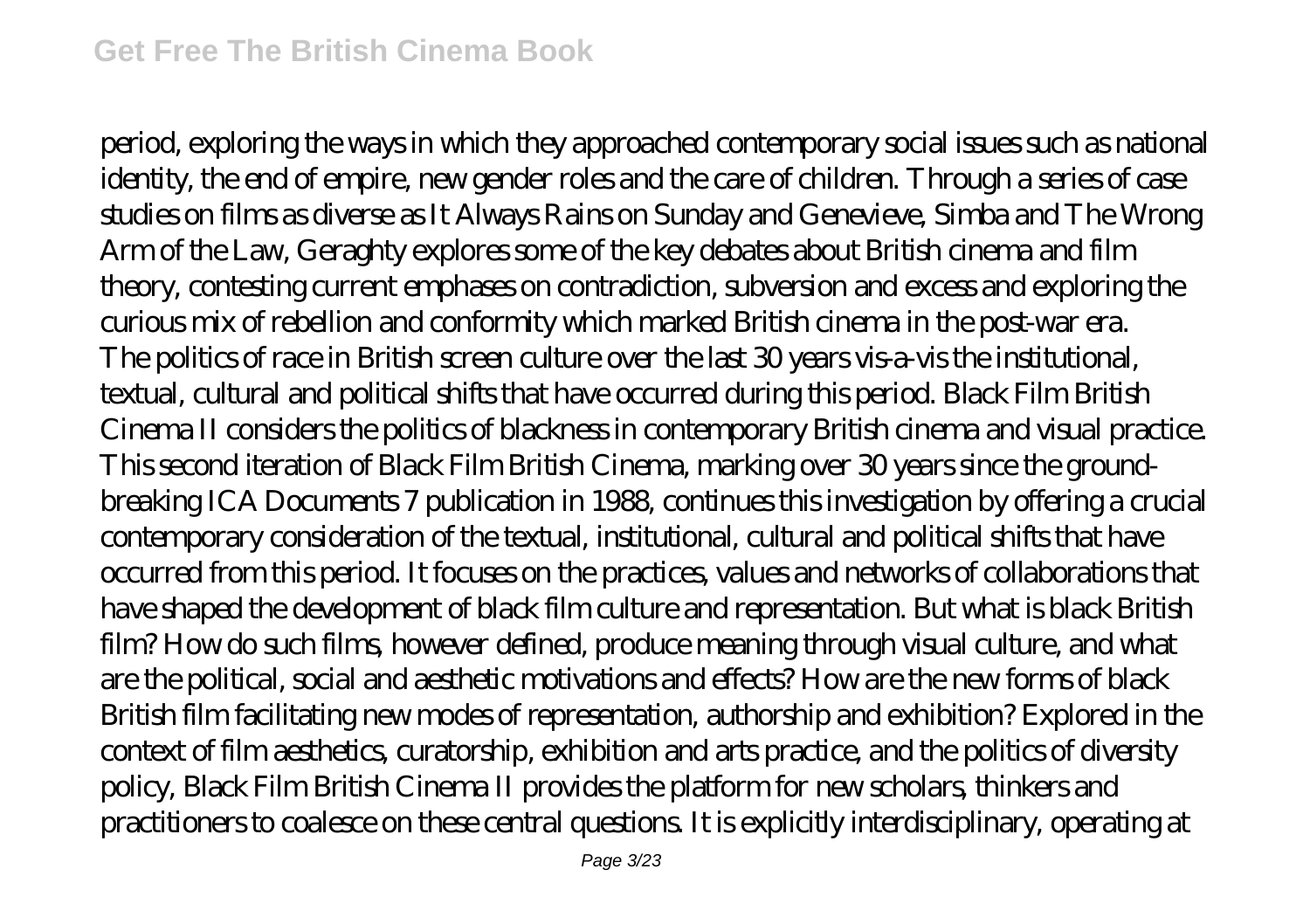period, exploring the ways in which they approached contemporary social issues such as national identity, the end of empire, new gender roles and the care of children. Through a series of case studies on films as diverse as It Always Rains on Sunday and Genevieve, Simba and The Wrong Arm of the Law, Geraghty explores some of the key debates about British cinema and film theory, contesting current emphases on contradiction, subversion and excess and exploring the curious mix of rebellion and conformity which marked British cinema in the post-war era.
The politics of race in British screen culture over the last 30 years vis-a-vis the institutional, textual, cultural and political shifts that have occurred during this period. Black Film British Cinema II considers the politics of blackness in contemporary British cinema and visual practice. This second iteration of Black Film British Cinema, marking over 30 years since the ground-breaking ICA Documents 7 publication in 1988, continues this investigation by offering a crucial contemporary consideration of the textual, institutional, cultural and political shifts that have occurred from this period. It focuses on the practices, values and networks of collaborations that have shaped the development of black film culture and representation. But what is black British film? How do such films, however defined, produce meaning through visual culture, and what are the political, social and aesthetic motivations and effects? How are the new forms of black British film facilitating new modes of representation, authorship and exhibition? Explored in the context of film aesthetics, curatorship, exhibition and arts practice, and the politics of diversity policy, Black Film British Cinema II provides the platform for new scholars, thinkers and practitioners to coalesce on these central questions. It is explicitly interdisciplinary, operating at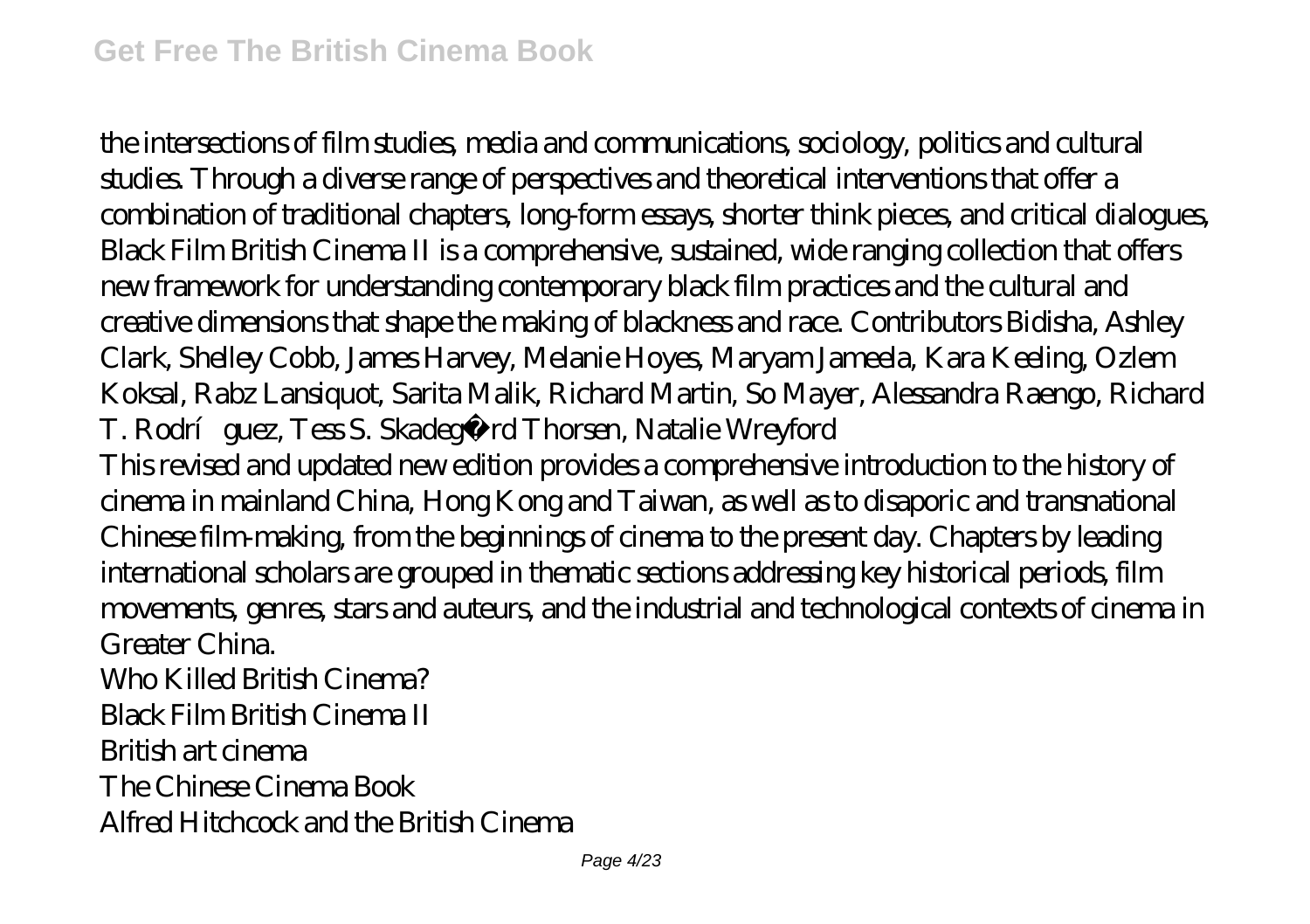the intersections of film studies, media and communications, sociology, politics and cultural studies. Through a diverse range of perspectives and theoretical interventions that offer a combination of traditional chapters, long-form essays, shorter think pieces, and critical dialogues, Black Film British Cinema II is a comprehensive, sustained, wide ranging collection that offers new framework for understanding contemporary black film practices and the cultural and creative dimensions that shape the making of blackness and race. Contributors Bidisha, Ashley Clark, Shelley Cobb, James Harvey, Melanie Hoyes, Maryam Jameela, Kara Keeling, Ozlem Koksal, Rabz Lansiquot, Sarita Malik, Richard Martin, So Mayer, Alessandra Raengo, Richard T. Rodríguez, Tess S. Skadegård Thorsen, Natalie Wreyford

This revised and updated new edition provides a comprehensive introduction to the history of cinema in mainland China, Hong Kong and Taiwan, as well as to disaporic and transnational Chinese film-making, from the beginnings of cinema to the present day. Chapters by leading international scholars are grouped in thematic sections addressing key historical periods, film movements, genres, stars and auteurs, and the industrial and technological contexts of cinema in Greater China.

Who Killed British Cinema?

Black Film British Cinema II

British art cinema

The Chinese Cinema Book

Alfred Hitchcock and the British Cinema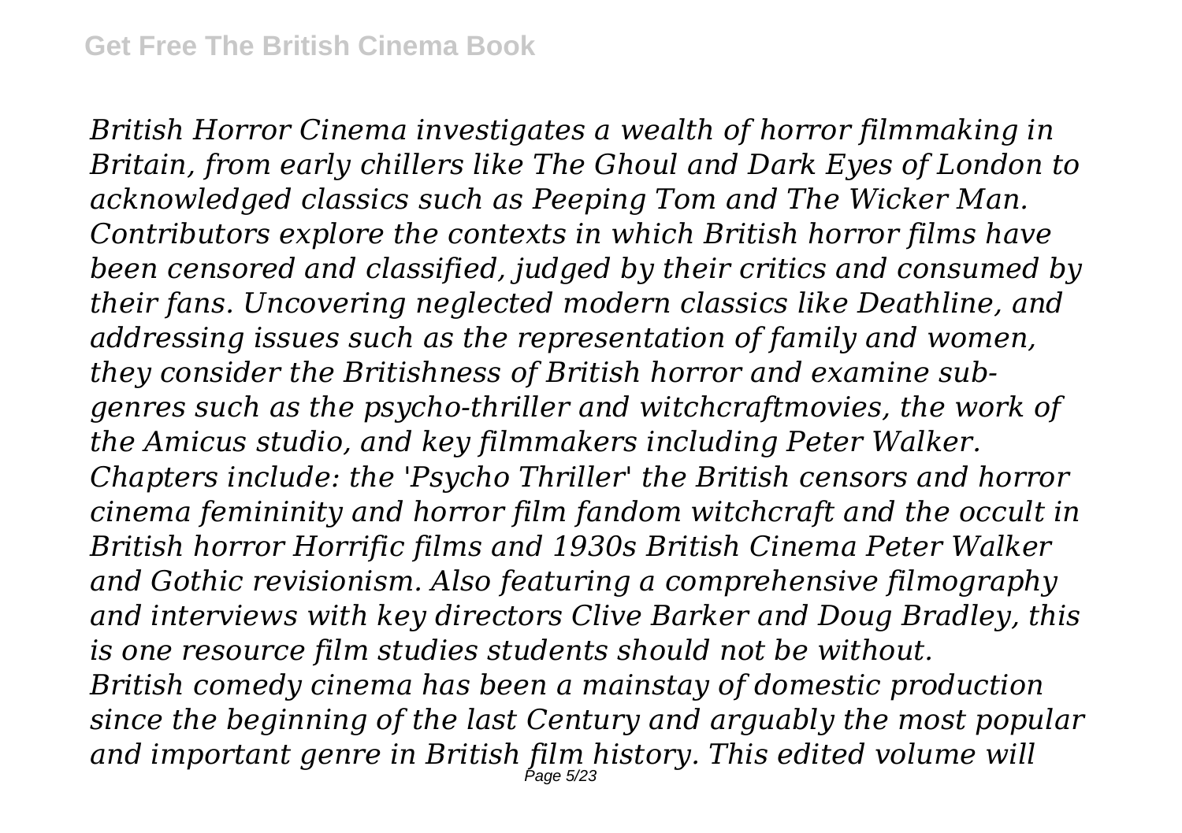*British Horror Cinema investigates a wealth of horror filmmaking in Britain, from early chillers like The Ghoul and Dark Eyes of London to acknowledged classics such as Peeping Tom and The Wicker Man. Contributors explore the contexts in which British horror films have been censored and classified, judged by their critics and consumed by their fans. Uncovering neglected modern classics like Deathline, and addressing issues such as the representation of family and women, they consider the Britishness of British horror and examine sub-genres such as the psycho-thriller and witchcraftmovies, the work of the Amicus studio, and key filmmakers including Peter Walker. Chapters include: the 'Psycho Thriller' the British censors and horror cinema femininity and horror film fandom witchcraft and the occult in British horror Horrific films and 1930s British Cinema Peter Walker and Gothic revisionism. Also featuring a comprehensive filmography and interviews with key directors Clive Barker and Doug Bradley, this is one resource film studies students should not be without.*

*British comedy cinema has been a mainstay of domestic production since the beginning of the last Century and arguably the most popular and important genre in British film history. This edited volume will*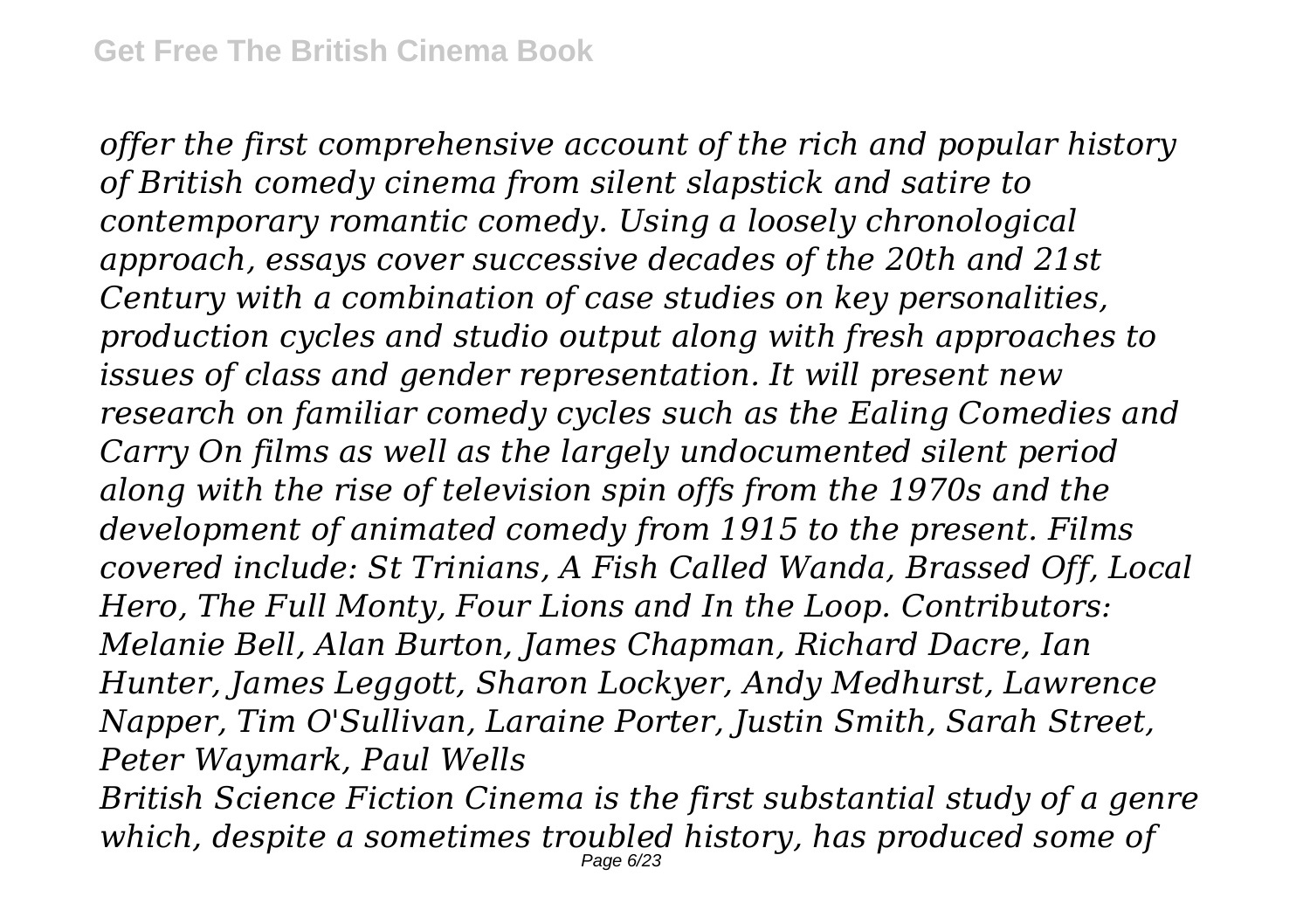*offer the first comprehensive account of the rich and popular history of British comedy cinema from silent slapstick and satire to contemporary romantic comedy. Using a loosely chronological approach, essays cover successive decades of the 20th and 21st Century with a combination of case studies on key personalities, production cycles and studio output along with fresh approaches to issues of class and gender representation. It will present new research on familiar comedy cycles such as the Ealing Comedies and Carry On films as well as the largely undocumented silent period along with the rise of television spin offs from the 1970s and the development of animated comedy from 1915 to the present. Films covered include: St Trinians, A Fish Called Wanda, Brassed Off, Local Hero, The Full Monty, Four Lions and In the Loop. Contributors: Melanie Bell, Alan Burton, James Chapman, Richard Dacre, Ian Hunter, James Leggott, Sharon Lockyer, Andy Medhurst, Lawrence Napper, Tim O'Sullivan, Laraine Porter, Justin Smith, Sarah Street, Peter Waymark, Paul Wells*

*British Science Fiction Cinema is the first substantial study of a genre which, despite a sometimes troubled history, has produced some of*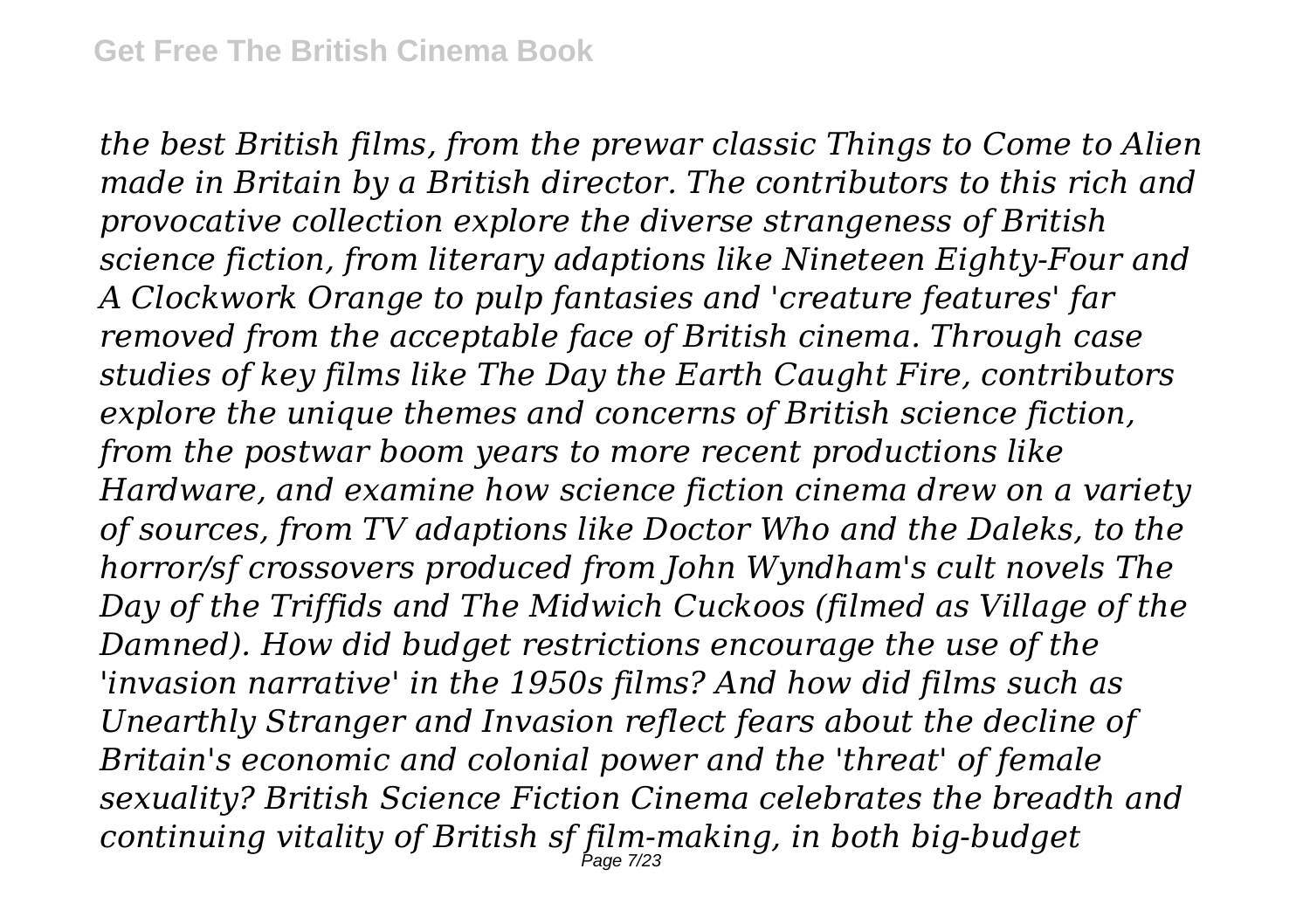*the best British films, from the prewar classic Things to Come to Alien made in Britain by a British director. The contributors to this rich and provocative collection explore the diverse strangeness of British science fiction, from literary adaptions like Nineteen Eighty-Four and A Clockwork Orange to pulp fantasies and 'creature features' far removed from the acceptable face of British cinema. Through case studies of key films like The Day the Earth Caught Fire, contributors explore the unique themes and concerns of British science fiction, from the postwar boom years to more recent productions like Hardware, and examine how science fiction cinema drew on a variety of sources, from TV adaptions like Doctor Who and the Daleks, to the horror/sf crossovers produced from John Wyndham's cult novels The Day of the Triffids and The Midwich Cuckoos (filmed as Village of the Damned). How did budget restrictions encourage the use of the 'invasion narrative' in the 1950s films? And how did films such as Unearthly Stranger and Invasion reflect fears about the decline of Britain's economic and colonial power and the 'threat' of female sexuality? British Science Fiction Cinema celebrates the breadth and continuing vitality of British sf film-making, in both big-budget*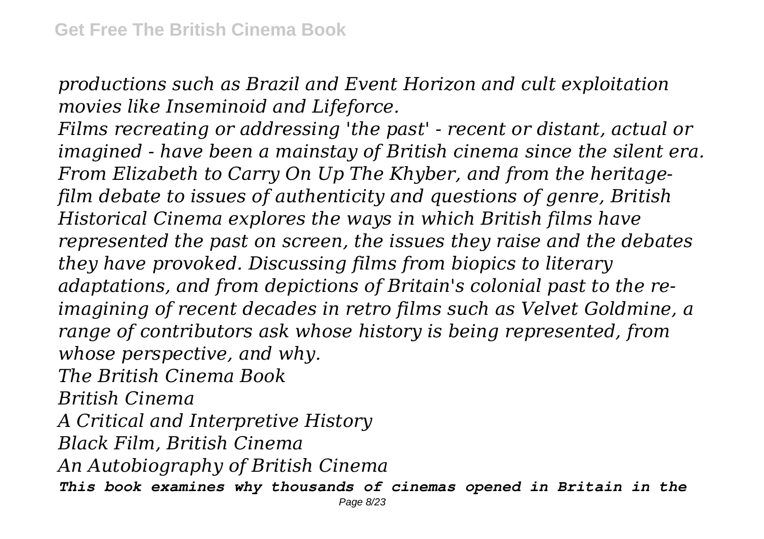*productions such as Brazil and Event Horizon and cult exploitation movies like Inseminoid and Lifeforce.*

*Films recreating or addressing 'the past' - recent or distant, actual or imagined - have been a mainstay of British cinema since the silent era. From Elizabeth to Carry On Up The Khyber, and from the heritage-film debate to issues of authenticity and questions of genre, British Historical Cinema explores the ways in which British films have represented the past on screen, the issues they raise and the debates they have provoked. Discussing films from biopics to literary adaptations, and from depictions of Britain's colonial past to the re-imagining of recent decades in retro films such as Velvet Goldmine, a range of contributors ask whose history is being represented, from whose perspective, and why.*

*The British Cinema Book*

*British Cinema*

*A Critical and Interpretive History*

*Black Film, British Cinema*

*An Autobiography of British Cinema*

***This book examines why thousands of cinemas opened in Britain in the***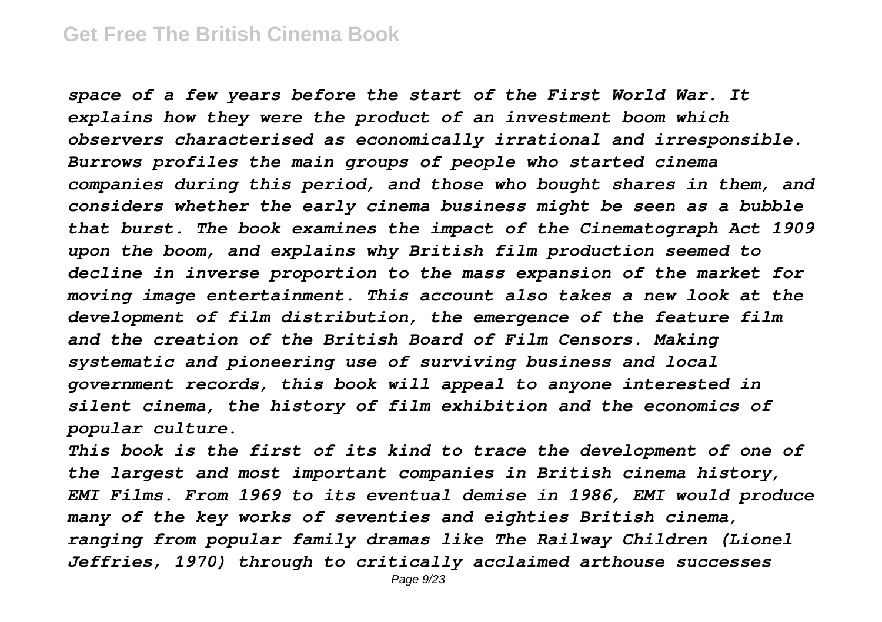*space of a few years before the start of the First World War. It explains how they were the product of an investment boom which observers characterised as economically irrational and irresponsible. Burrows profiles the main groups of people who started cinema companies during this period, and those who bought shares in them, and considers whether the early cinema business might be seen as a bubble that burst. The book examines the impact of the Cinematograph Act 1909 upon the boom, and explains why British film production seemed to decline in inverse proportion to the mass expansion of the market for moving image entertainment. This account also takes a new look at the development of film distribution, the emergence of the feature film and the creation of the British Board of Film Censors. Making systematic and pioneering use of surviving business and local government records, this book will appeal to anyone interested in silent cinema, the history of film exhibition and the economics of popular culture.*

*This book is the first of its kind to trace the development of one of the largest and most important companies in British cinema history, EMI Films. From 1969 to its eventual demise in 1986, EMI would produce many of the key works of seventies and eighties British cinema, ranging from popular family dramas like The Railway Children (Lionel Jeffries, 1970) through to critically acclaimed arthouse successes*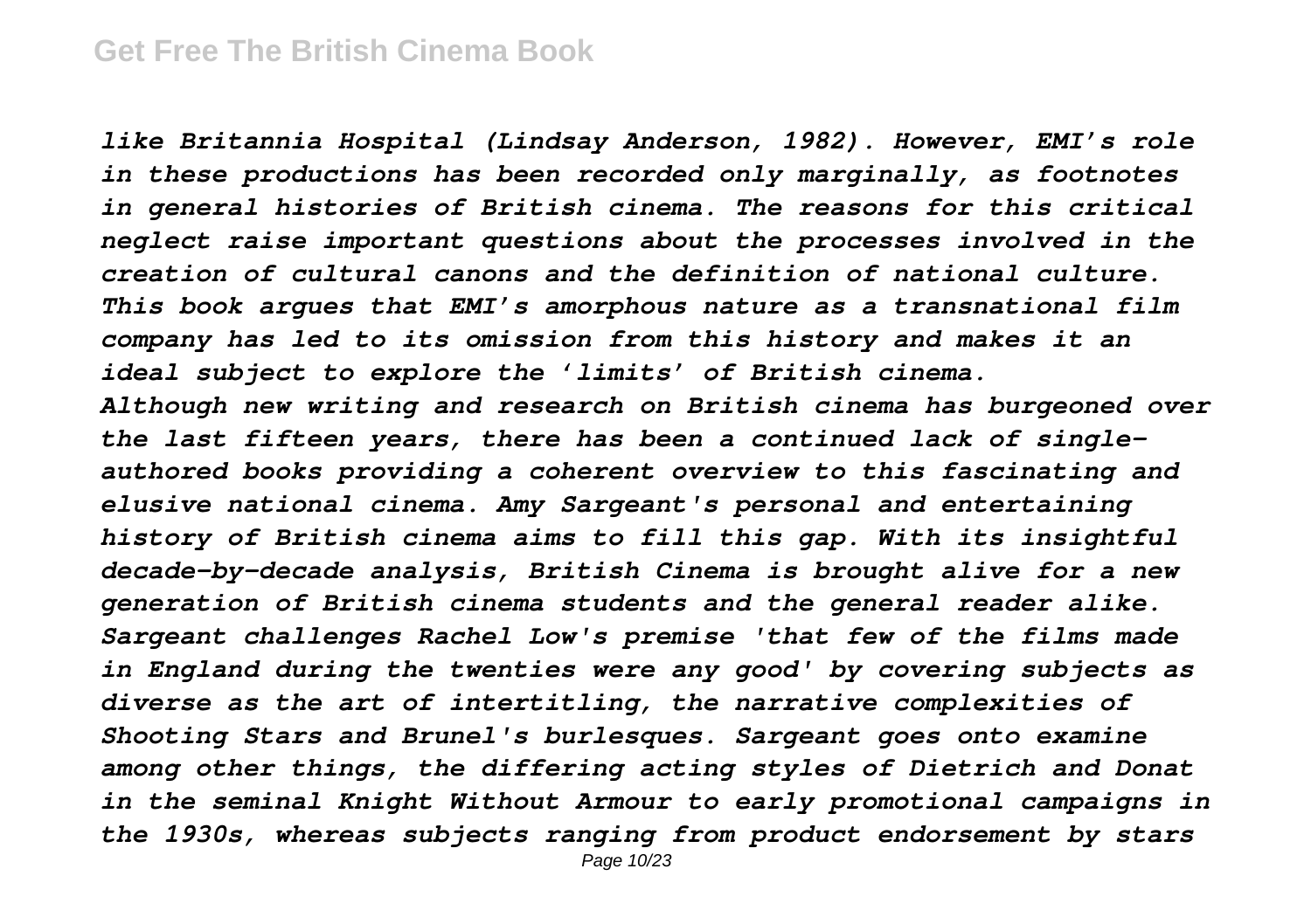*like Britannia Hospital (Lindsay Anderson, 1982). However, EMI's role in these productions has been recorded only marginally, as footnotes in general histories of British cinema. The reasons for this critical neglect raise important questions about the processes involved in the creation of cultural canons and the definition of national culture. This book argues that EMI's amorphous nature as a transnational film company has led to its omission from this history and makes it an ideal subject to explore the 'limits' of British cinema.*

*Although new writing and research on British cinema has burgeoned over the last fifteen years, there has been a continued lack of single-authored books providing a coherent overview to this fascinating and elusive national cinema. Amy Sargeant's personal and entertaining history of British cinema aims to fill this gap. With its insightful decade-by-decade analysis, British Cinema is brought alive for a new generation of British cinema students and the general reader alike. Sargeant challenges Rachel Low's premise 'that few of the films made in England during the twenties were any good' by covering subjects as diverse as the art of intertitling, the narrative complexities of Shooting Stars and Brunel's burlesques. Sargeant goes onto examine among other things, the differing acting styles of Dietrich and Donat in the seminal Knight Without Armour to early promotional campaigns in the 1930s, whereas subjects ranging from product endorsement by stars*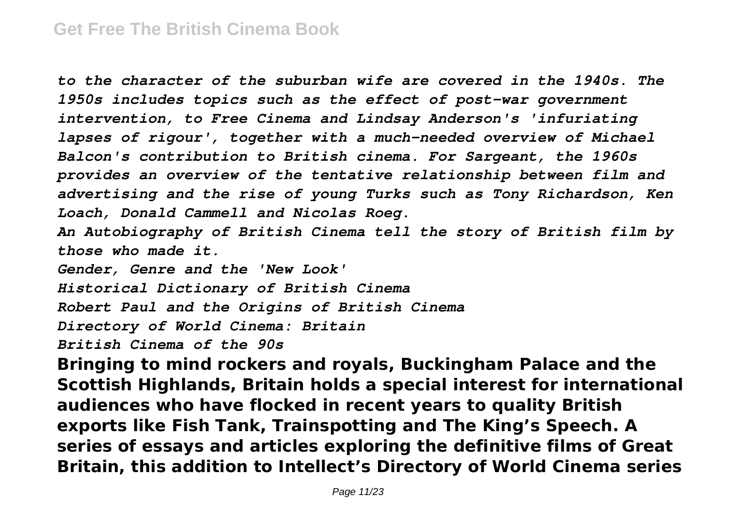*to the character of the suburban wife are covered in the 1940s. The 1950s includes topics such as the effect of post-war government intervention, to Free Cinema and Lindsay Anderson's 'infuriating lapses of rigour', together with a much-needed overview of Michael Balcon's contribution to British cinema. For Sargeant, the 1960s provides an overview of the tentative relationship between film and advertising and the rise of young Turks such as Tony Richardson, Ken Loach, Donald Cammell and Nicolas Roeg.*

*An Autobiography of British Cinema tell the story of British film by those who made it.*

*Gender, Genre and the 'New Look'*

*Historical Dictionary of British Cinema*

*Robert Paul and the Origins of British Cinema*

*Directory of World Cinema: Britain*

*British Cinema of the 90s*

**Bringing to mind rockers and royals, Buckingham Palace and the Scottish Highlands, Britain holds a special interest for international audiences who have flocked in recent years to quality British exports like Fish Tank, Trainspotting and The King's Speech. A series of essays and articles exploring the definitive films of Great Britain, this addition to Intellect's Directory of World Cinema series**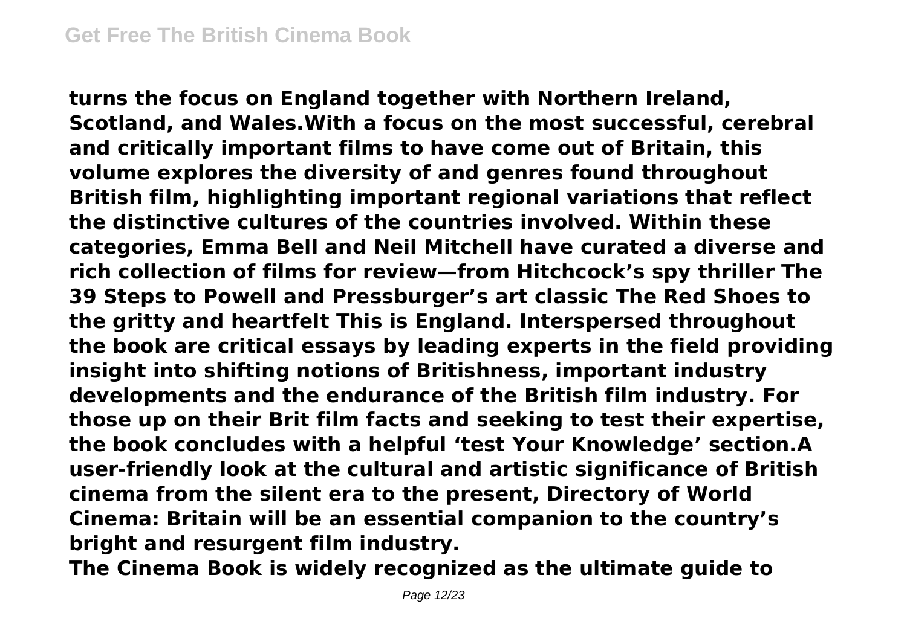**turns the focus on England together with Northern Ireland, Scotland, and Wales.With a focus on the most successful, cerebral and critically important films to have come out of Britain, this volume explores the diversity of and genres found throughout British film, highlighting important regional variations that reflect the distinctive cultures of the countries involved. Within these categories, Emma Bell and Neil Mitchell have curated a diverse and rich collection of films for review—from Hitchcock's spy thriller The 39 Steps to Powell and Pressburger's art classic The Red Shoes to the gritty and heartfelt This is England. Interspersed throughout the book are critical essays by leading experts in the field providing insight into shifting notions of Britishness, important industry developments and the endurance of the British film industry. For those up on their Brit film facts and seeking to test their expertise, the book concludes with a helpful 'test Your Knowledge' section.A user-friendly look at the cultural and artistic significance of British cinema from the silent era to the present, Directory of World Cinema: Britain will be an essential companion to the country's bright and resurgent film industry.**

**The Cinema Book is widely recognized as the ultimate guide to**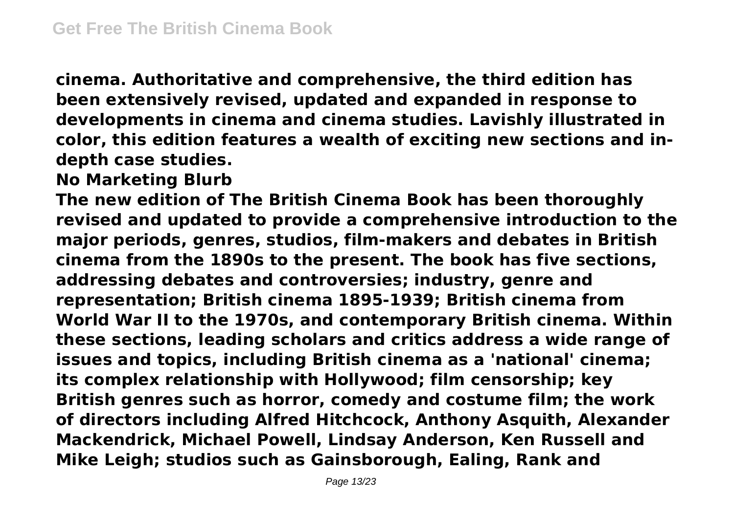**cinema. Authoritative and comprehensive, the third edition has been extensively revised, updated and expanded in response to developments in cinema and cinema studies. Lavishly illustrated in color, this edition features a wealth of exciting new sections and in-depth case studies.**

**No Marketing Blurb**

**The new edition of The British Cinema Book has been thoroughly revised and updated to provide a comprehensive introduction to the major periods, genres, studios, film-makers and debates in British cinema from the 1890s to the present. The book has five sections, addressing debates and controversies; industry, genre and representation; British cinema 1895-1939; British cinema from World War II to the 1970s, and contemporary British cinema. Within these sections, leading scholars and critics address a wide range of issues and topics, including British cinema as a 'national' cinema; its complex relationship with Hollywood; film censorship; key British genres such as horror, comedy and costume film; the work of directors including Alfred Hitchcock, Anthony Asquith, Alexander Mackendrick, Michael Powell, Lindsay Anderson, Ken Russell and Mike Leigh; studios such as Gainsborough, Ealing, Rank and**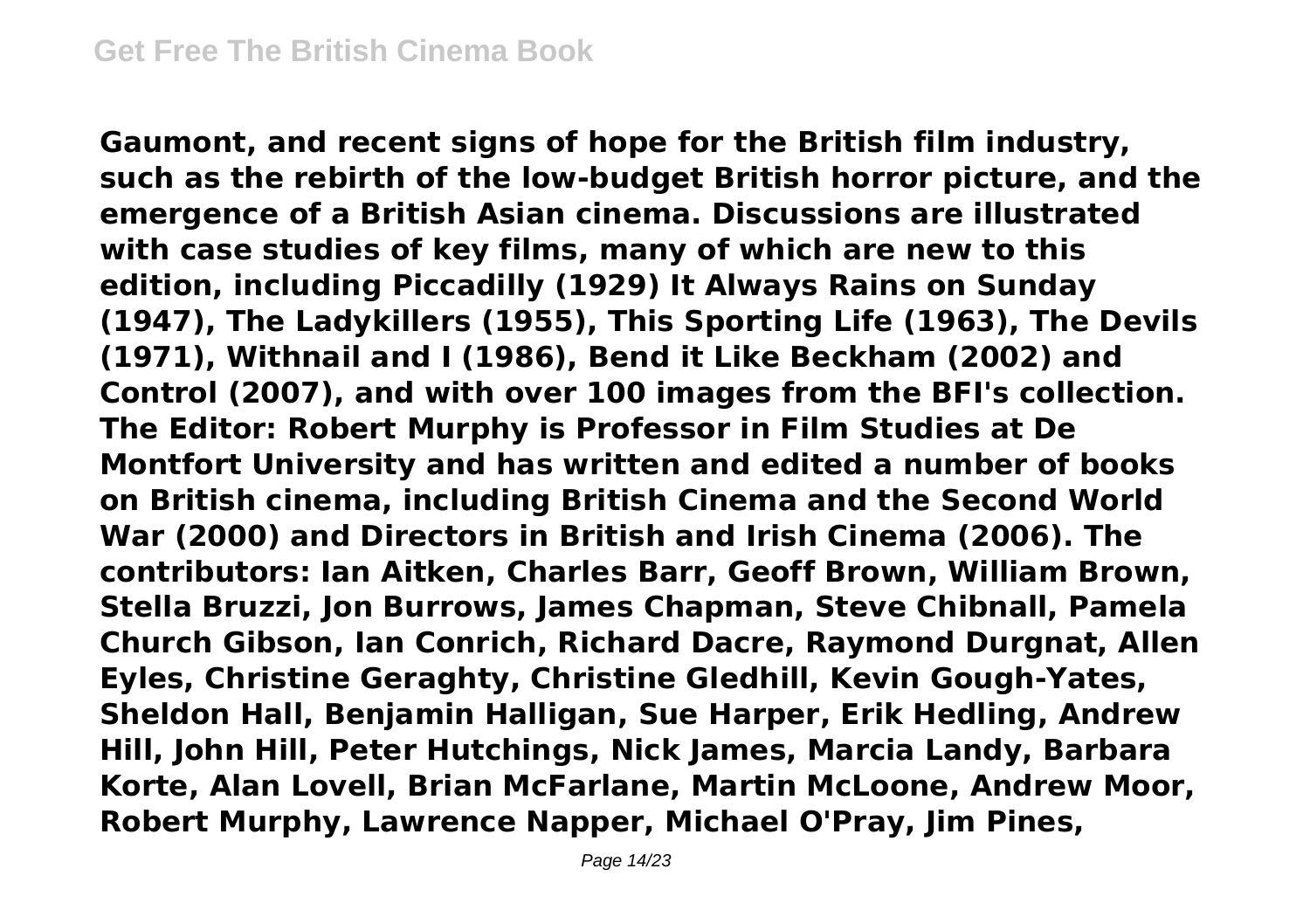**Gaumont, and recent signs of hope for the British film industry, such as the rebirth of the low-budget British horror picture, and the emergence of a British Asian cinema. Discussions are illustrated with case studies of key films, many of which are new to this edition, including Piccadilly (1929) It Always Rains on Sunday (1947), The Ladykillers (1955), This Sporting Life (1963), The Devils (1971), Withnail and I (1986), Bend it Like Beckham (2002) and Control (2007), and with over 100 images from the BFI's collection. The Editor: Robert Murphy is Professor in Film Studies at De Montfort University and has written and edited a number of books on British cinema, including British Cinema and the Second World War (2000) and Directors in British and Irish Cinema (2006). The contributors: Ian Aitken, Charles Barr, Geoff Brown, William Brown, Stella Bruzzi, Jon Burrows, James Chapman, Steve Chibnall, Pamela Church Gibson, Ian Conrich, Richard Dacre, Raymond Durgnat, Allen Eyles, Christine Geraghty, Christine Gledhill, Kevin Gough-Yates, Sheldon Hall, Benjamin Halligan, Sue Harper, Erik Hedling, Andrew Hill, John Hill, Peter Hutchings, Nick James, Marcia Landy, Barbara Korte, Alan Lovell, Brian McFarlane, Martin McLoone, Andrew Moor, Robert Murphy, Lawrence Napper, Michael O'Pray, Jim Pines,**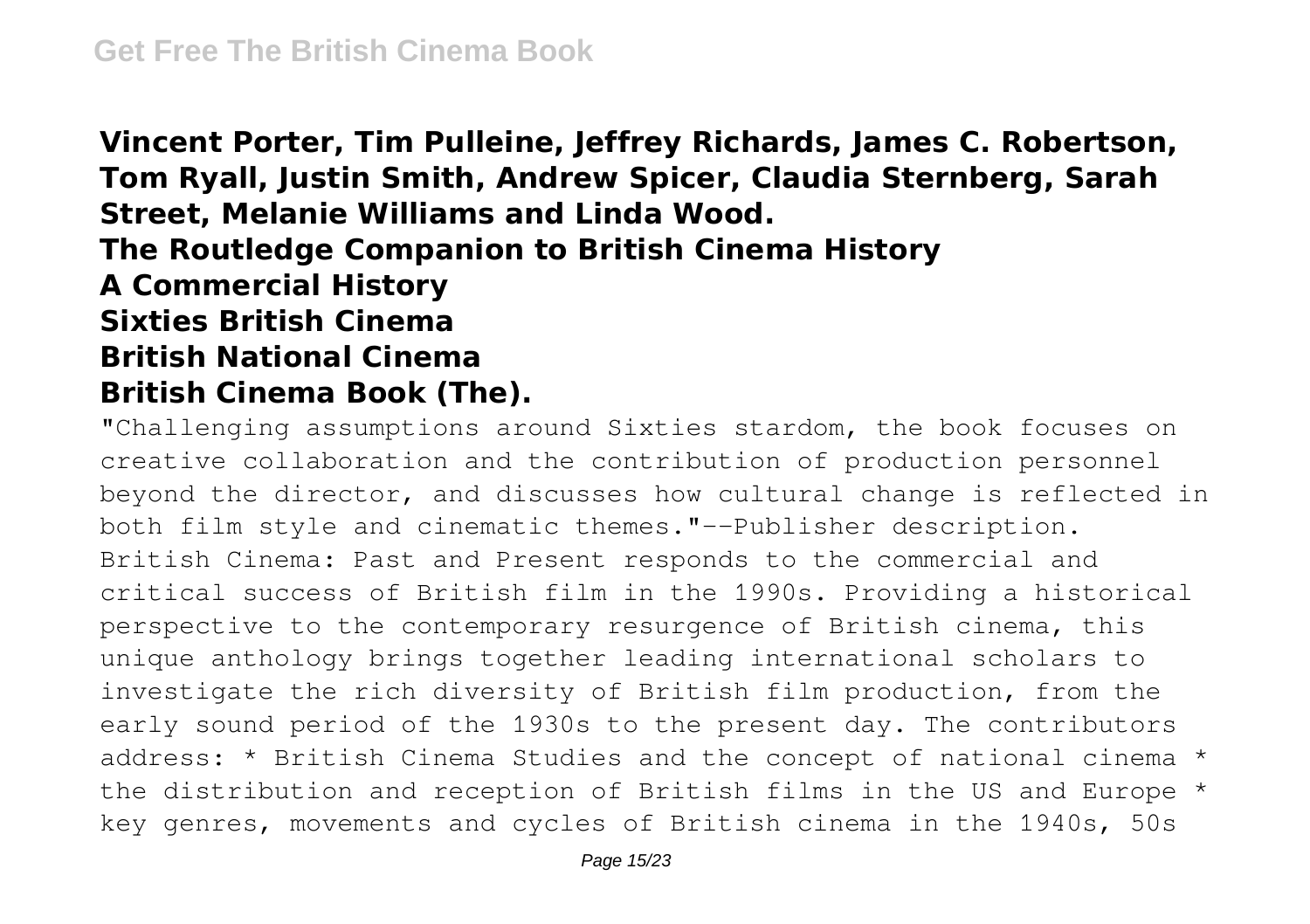**Vincent Porter, Tim Pulleine, Jeffrey Richards, James C. Robertson, Tom Ryall, Justin Smith, Andrew Spicer, Claudia Sternberg, Sarah Street, Melanie Williams and Linda Wood.**

## The Routledge Companion to British Cinema History

## A Commercial History

## Sixties British Cinema

## British National Cinema

## British Cinema Book (The).

"Challenging assumptions around Sixties stardom, the book focuses on creative collaboration and the contribution of production personnel beyond the director, and discusses how cultural change is reflected in both film style and cinematic themes."--Publisher description.

British Cinema: Past and Present responds to the commercial and critical success of British film in the 1990s. Providing a historical perspective to the contemporary resurgence of British cinema, this unique anthology brings together leading international scholars to investigate the rich diversity of British film production, from the early sound period of the 1930s to the present day. The contributors address: * British Cinema Studies and the concept of national cinema * the distribution and reception of British films in the US and Europe * key genres, movements and cycles of British cinema in the 1940s, 50s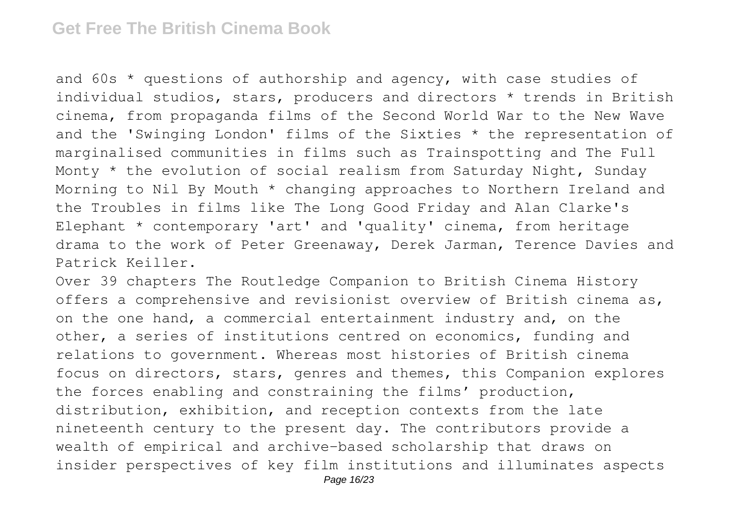and 60s * questions of authorship and agency, with case studies of individual studios, stars, producers and directors * trends in British cinema, from propaganda films of the Second World War to the New Wave and the 'Swinging London' films of the Sixties * the representation of marginalised communities in films such as Trainspotting and The Full Monty * the evolution of social realism from Saturday Night, Sunday Morning to Nil By Mouth * changing approaches to Northern Ireland and the Troubles in films like The Long Good Friday and Alan Clarke's Elephant * contemporary 'art' and 'quality' cinema, from heritage drama to the work of Peter Greenaway, Derek Jarman, Terence Davies and Patrick Keiller.

Over 39 chapters The Routledge Companion to British Cinema History offers a comprehensive and revisionist overview of British cinema as, on the one hand, a commercial entertainment industry and, on the other, a series of institutions centred on economics, funding and relations to government. Whereas most histories of British cinema focus on directors, stars, genres and themes, this Companion explores the forces enabling and constraining the films' production, distribution, exhibition, and reception contexts from the late nineteenth century to the present day. The contributors provide a wealth of empirical and archive-based scholarship that draws on insider perspectives of key film institutions and illuminates aspects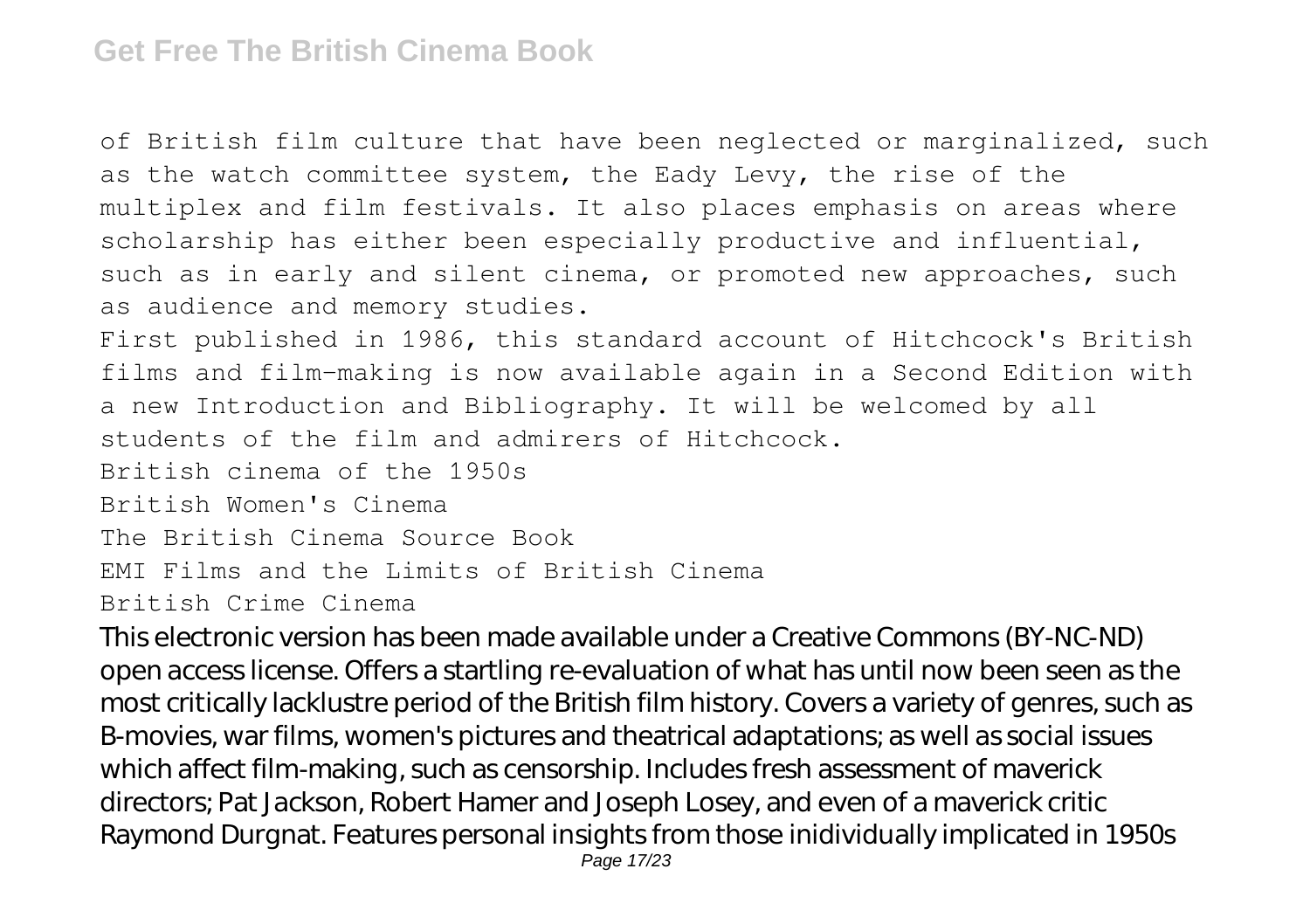of British film culture that have been neglected or marginalized, such as the watch committee system, the Eady Levy, the rise of the multiplex and film festivals. It also places emphasis on areas where scholarship has either been especially productive and influential, such as in early and silent cinema, or promoted new approaches, such as audience and memory studies.

First published in 1986, this standard account of Hitchcock's British films and film-making is now available again in a Second Edition with a new Introduction and Bibliography. It will be welcomed by all students of the film and admirers of Hitchcock.

British cinema of the 1950s

British Women's Cinema

The British Cinema Source Book

EMI Films and the Limits of British Cinema

British Crime Cinema

This electronic version has been made available under a Creative Commons (BY-NC-ND) open access license. Offers a startling re-evaluation of what has until now been seen as the most critically lacklustre period of the British film history. Covers a variety of genres, such as B-movies, war films, women's pictures and theatrical adaptations; as well as social issues which affect film-making, such as censorship. Includes fresh assessment of maverick directors; Pat Jackson, Robert Hamer and Joseph Losey, and even of a maverick critic Raymond Durgnat. Features personal insights from those inidividually implicated in 1950s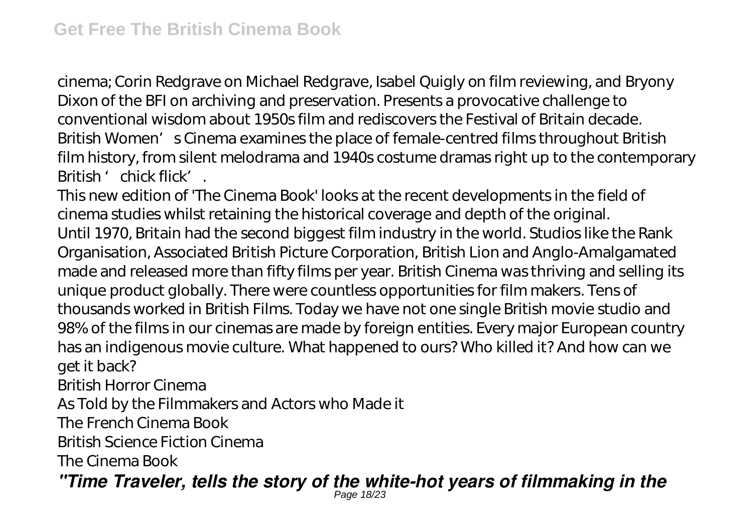cinema; Corin Redgrave on Michael Redgrave, Isabel Quigly on film reviewing, and Bryony Dixon of the BFI on archiving and preservation. Presents a provocative challenge to conventional wisdom about 1950s film and rediscovers the Festival of Britain decade. British Women's Cinema examines the place of female-centred films throughout British film history, from silent melodrama and 1940s costume dramas right up to the contemporary British 'chick flick'.

This new edition of 'The Cinema Book' looks at the recent developments in the field of cinema studies whilst retaining the historical coverage and depth of the original.

Until 1970, Britain had the second biggest film industry in the world. Studios like the Rank Organisation, Associated British Picture Corporation, British Lion and Anglo-Amalgamated made and released more than fifty films per year. British Cinema was thriving and selling its unique product globally. There were countless opportunities for film makers. Tens of thousands worked in British Films. Today we have not one single British movie studio and 98% of the films in our cinemas are made by foreign entities. Every major European country has an indigenous movie culture. What happened to ours? Who killed it? And how can we get it back?

British Horror Cinema

As Told by the Filmmakers and Actors who Made it

The French Cinema Book

British Science Fiction Cinema

The Cinema Book

***"Time Traveler, tells the story of the white-hot years of filmmaking in the***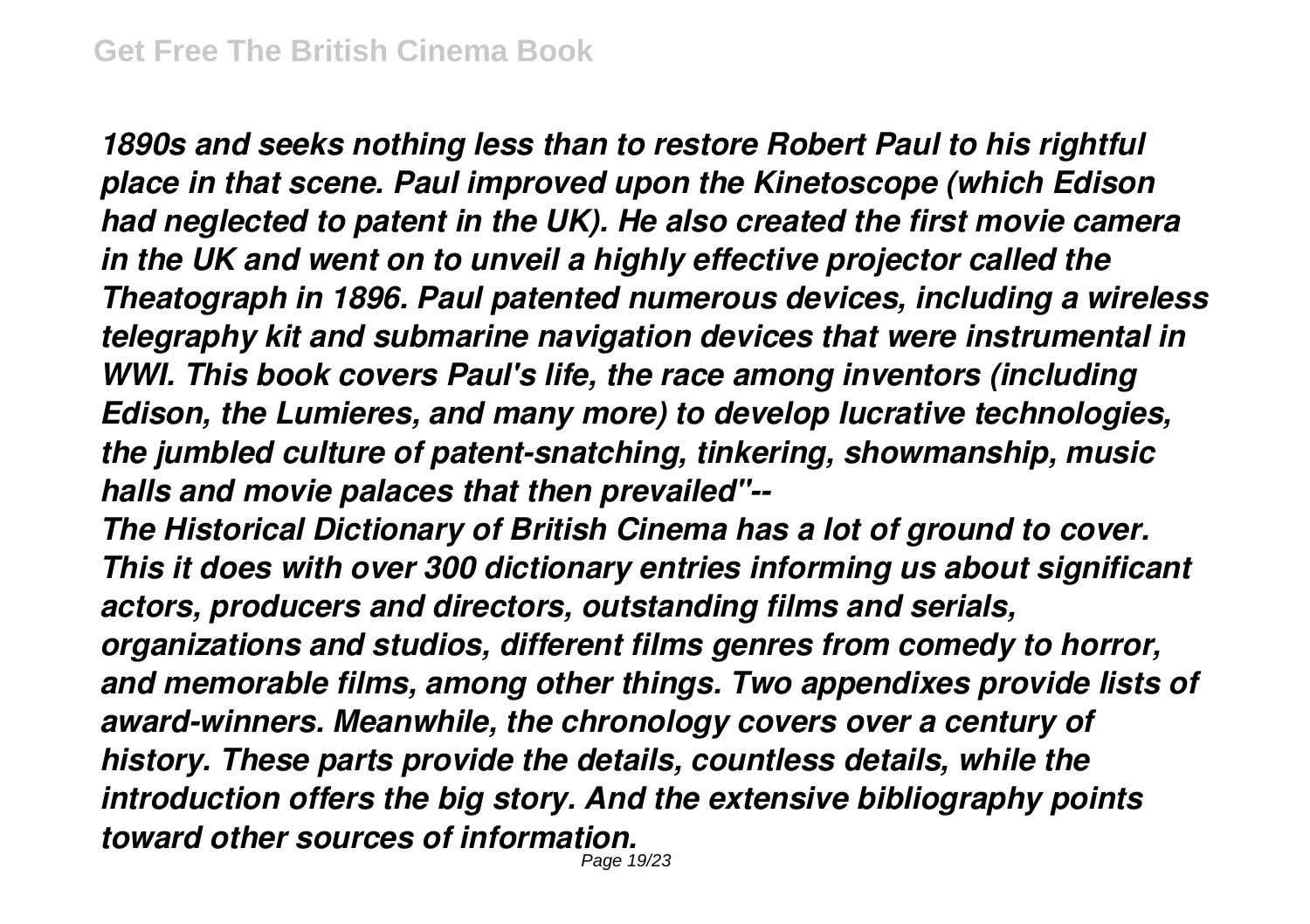*1890s and seeks nothing less than to restore Robert Paul to his rightful place in that scene. Paul improved upon the Kinetoscope (which Edison had neglected to patent in the UK). He also created the first movie camera in the UK and went on to unveil a highly effective projector called the Theatograph in 1896. Paul patented numerous devices, including a wireless telegraphy kit and submarine navigation devices that were instrumental in WWI. This book covers Paul's life, the race among inventors (including Edison, the Lumieres, and many more) to develop lucrative technologies, the jumbled culture of patent-snatching, tinkering, showmanship, music halls and movie palaces that then prevailed"--*

*The Historical Dictionary of British Cinema has a lot of ground to cover. This it does with over 300 dictionary entries informing us about significant actors, producers and directors, outstanding films and serials, organizations and studios, different films genres from comedy to horror, and memorable films, among other things. Two appendixes provide lists of award-winners. Meanwhile, the chronology covers over a century of history. These parts provide the details, countless details, while the introduction offers the big story. And the extensive bibliography points toward other sources of information.*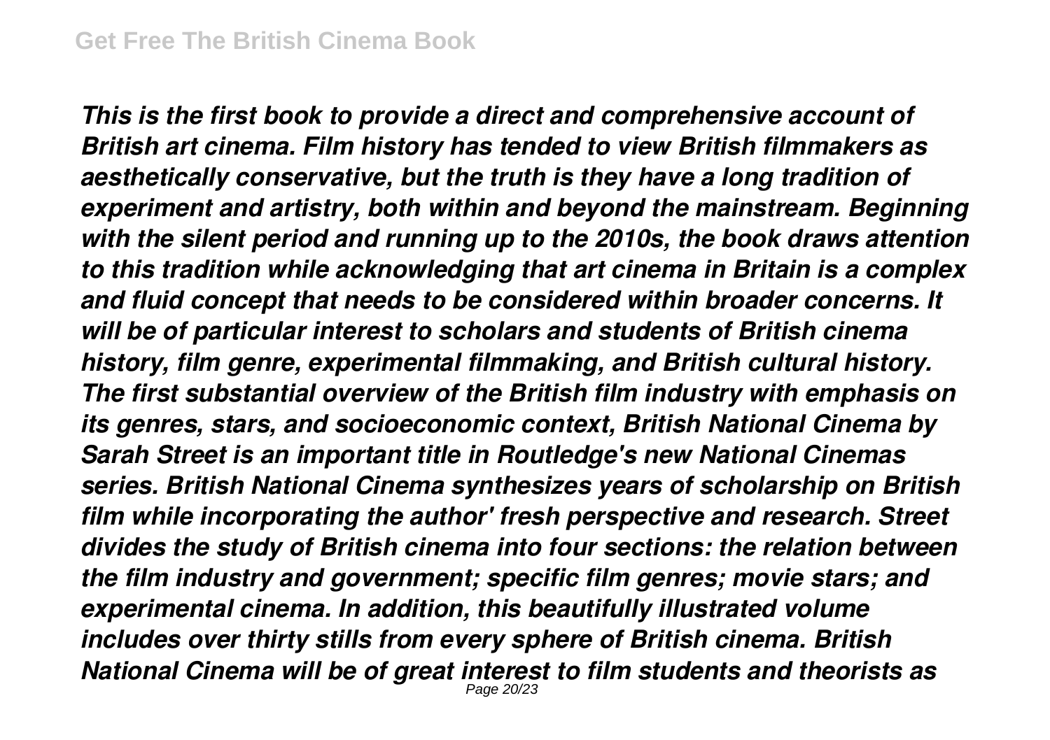*This is the first book to provide a direct and comprehensive account of British art cinema. Film history has tended to view British filmmakers as aesthetically conservative, but the truth is they have a long tradition of experiment and artistry, both within and beyond the mainstream. Beginning with the silent period and running up to the 2010s, the book draws attention to this tradition while acknowledging that art cinema in Britain is a complex and fluid concept that needs to be considered within broader concerns. It will be of particular interest to scholars and students of British cinema history, film genre, experimental filmmaking, and British cultural history. The first substantial overview of the British film industry with emphasis on its genres, stars, and socioeconomic context, British National Cinema by Sarah Street is an important title in Routledge's new National Cinemas series. British National Cinema synthesizes years of scholarship on British film while incorporating the author' fresh perspective and research. Street divides the study of British cinema into four sections: the relation between the film industry and government; specific film genres; movie stars; and experimental cinema. In addition, this beautifully illustrated volume includes over thirty stills from every sphere of British cinema. British National Cinema will be of great interest to film students and theorists as*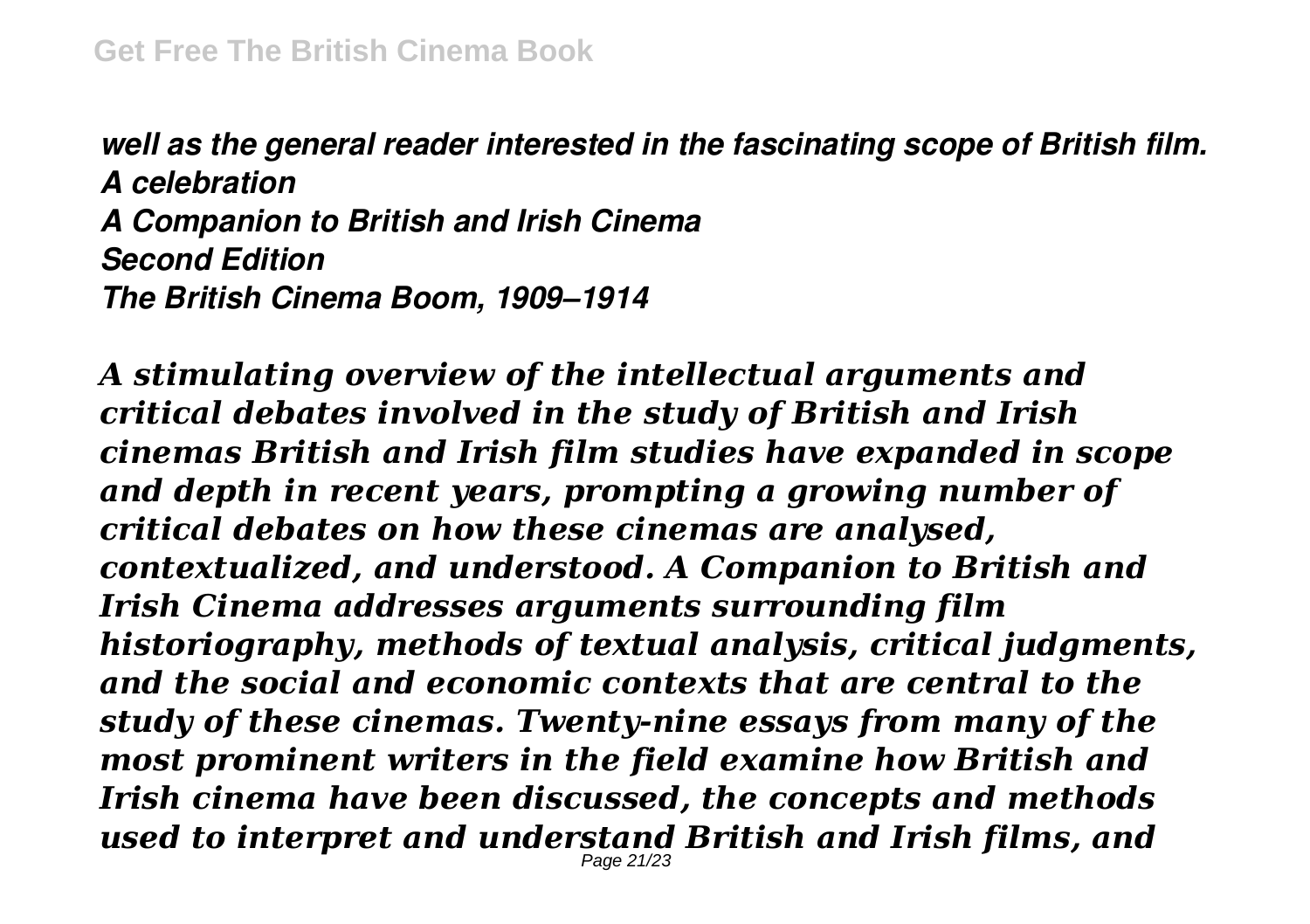*well as the general reader interested in the fascinating scope of British film.*
*A celebration*
*A Companion to British and Irish Cinema*
*Second Edition*
*The British Cinema Boom, 1909–1914*

*A stimulating overview of the intellectual arguments and critical debates involved in the study of British and Irish cinemas British and Irish film studies have expanded in scope and depth in recent years, prompting a growing number of critical debates on how these cinemas are analysed, contextualized, and understood. A Companion to British and Irish Cinema addresses arguments surrounding film historiography, methods of textual analysis, critical judgments, and the social and economic contexts that are central to the study of these cinemas. Twenty-nine essays from many of the most prominent writers in the field examine how British and Irish cinema have been discussed, the concepts and methods used to interpret and understand British and Irish films, and*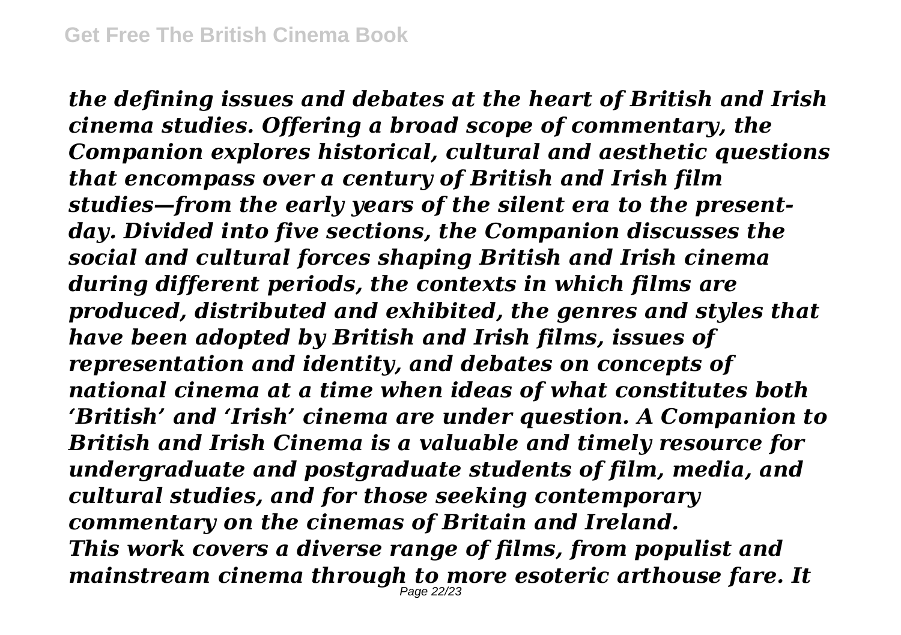*the defining issues and debates at the heart of British and Irish cinema studies. Offering a broad scope of commentary, the Companion explores historical, cultural and aesthetic questions that encompass over a century of British and Irish film studies—from the early years of the silent era to the present-day. Divided into five sections, the Companion discusses the social and cultural forces shaping British and Irish cinema during different periods, the contexts in which films are produced, distributed and exhibited, the genres and styles that have been adopted by British and Irish films, issues of representation and identity, and debates on concepts of national cinema at a time when ideas of what constitutes both 'British' and 'Irish' cinema are under question. A Companion to British and Irish Cinema is a valuable and timely resource for undergraduate and postgraduate students of film, media, and cultural studies, and for those seeking contemporary commentary on the cinemas of Britain and Ireland.*

*This work covers a diverse range of films, from populist and mainstream cinema through to more esoteric arthouse fare. It*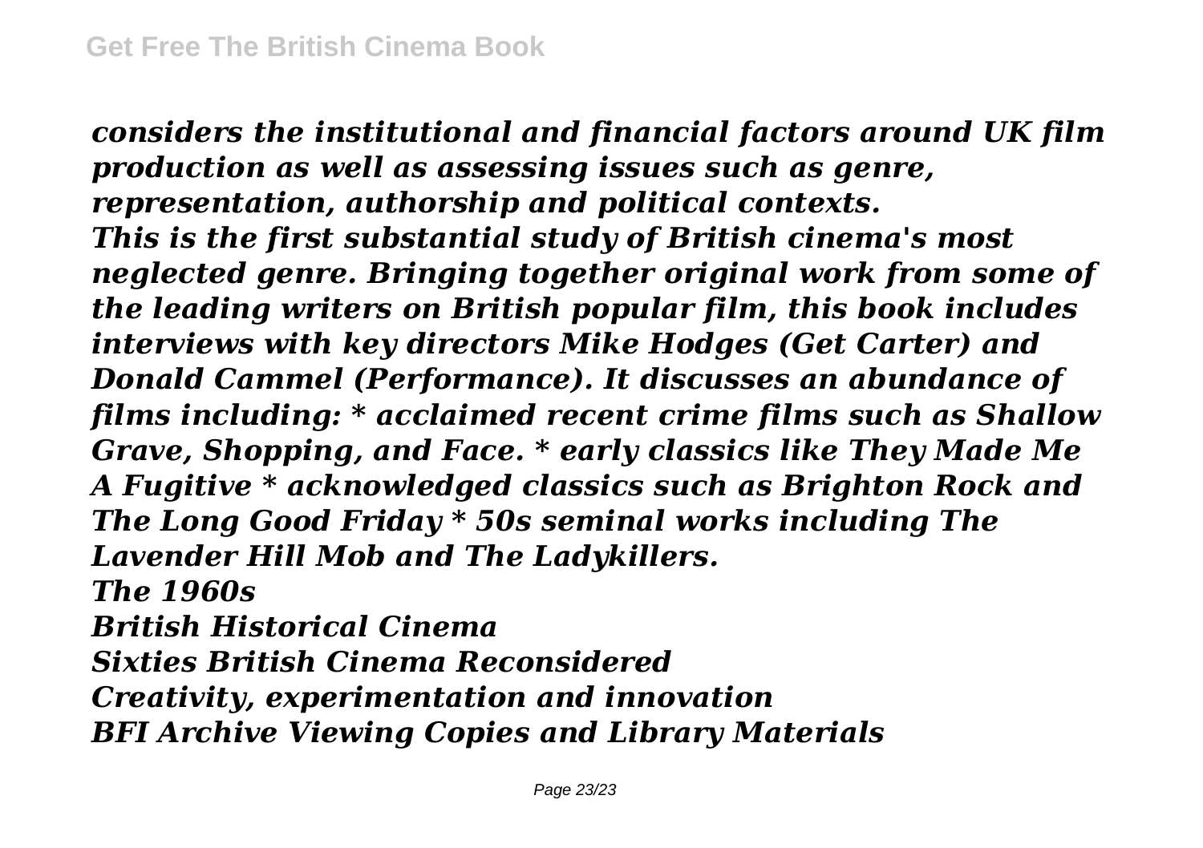*considers the institutional and financial factors around UK film production as well as assessing issues such as genre, representation, authorship and political contexts.*

*This is the first substantial study of British cinema's most neglected genre. Bringing together original work from some of the leading writers on British popular film, this book includes interviews with key directors Mike Hodges (Get Carter) and Donald Cammel (Performance). It discusses an abundance of films including: * acclaimed recent crime films such as Shallow Grave, Shopping, and Face. * early classics like They Made Me A Fugitive * acknowledged classics such as Brighton Rock and The Long Good Friday * 50s seminal works including The Lavender Hill Mob and The Ladykillers.*

*The 1960s*

*British Historical Cinema*

*Sixties British Cinema Reconsidered*

*Creativity, experimentation and innovation*

*BFI Archive Viewing Copies and Library Materials*